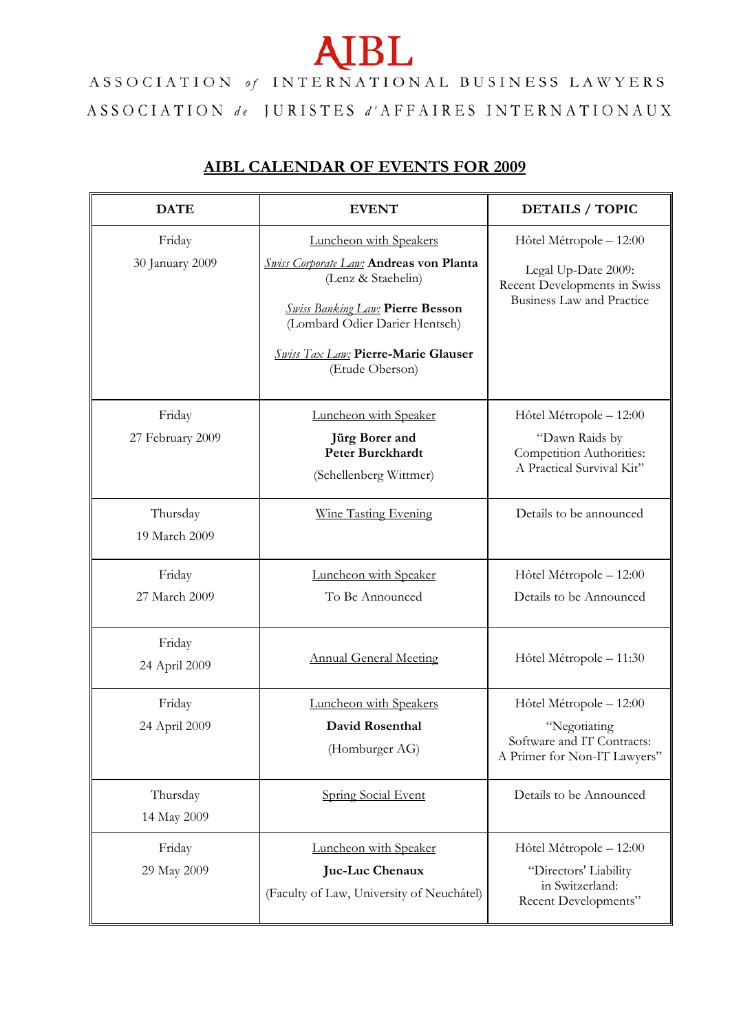# AIBL

ASSOCIATION *of* INTERNATIONAL BUSINESS LAWYERS

ASSOCIATION *de* JURISTES *d'*AFFAIRES INTERNATIONAUX

## AIBL CALENDAR OF EVENTS FOR 2009

| DATE | EVENT | DETAILS / TOPIC |
|---|---|---|
| Friday 30 January 2009 | Luncheon with Speakers<br>*Swiss Corporate Law:* **Andreas von Planta** (Lenz & Staehelin)<br>*Swiss Banking Law:* **Pierre Besson** (Lombard Odier Darier Hentsch)<br>*Swiss Tax Law:* **Pierre-Marie Glauser** (Etude Oberson) | Hôtel Métropole – 12:00<br>Legal Up-Date 2009: Recent Developments in Swiss Business Law and Practice |
| Friday 27 February 2009 | Luncheon with Speaker<br>**Jürg Borer and Peter Burckhardt**<br>(Schellenberg Wittmer) | Hôtel Métropole – 12:00<br>"Dawn Raids by Competition Authorities: A Practical Survival Kit" |
| Thursday 19 March 2009 | Wine Tasting Evening | Details to be announced |
| Friday 27 March 2009 | Luncheon with Speaker<br>To Be Announced | Hôtel Métropole – 12:00<br>Details to be Announced |
| Friday 24 April 2009 | Annual General Meeting | Hôtel Métropole – 11:30 |
| Friday 24 April 2009 | Luncheon with Speakers<br>**David Rosenthal**<br>(Homburger AG) | Hôtel Métropole – 12:00<br>"Negotiating Software and IT Contracts: A Primer for Non-IT Lawyers" |
| Thursday 14 May 2009 | Spring Social Event | Details to be Announced |
| Friday 29 May 2009 | Luncheon with Speaker<br>**Juc-Luc Chenaux**<br>(Faculty of Law, University of Neuchâtel) | Hôtel Métropole – 12:00<br>"Directors' Liability in Switzerland: Recent Developments" |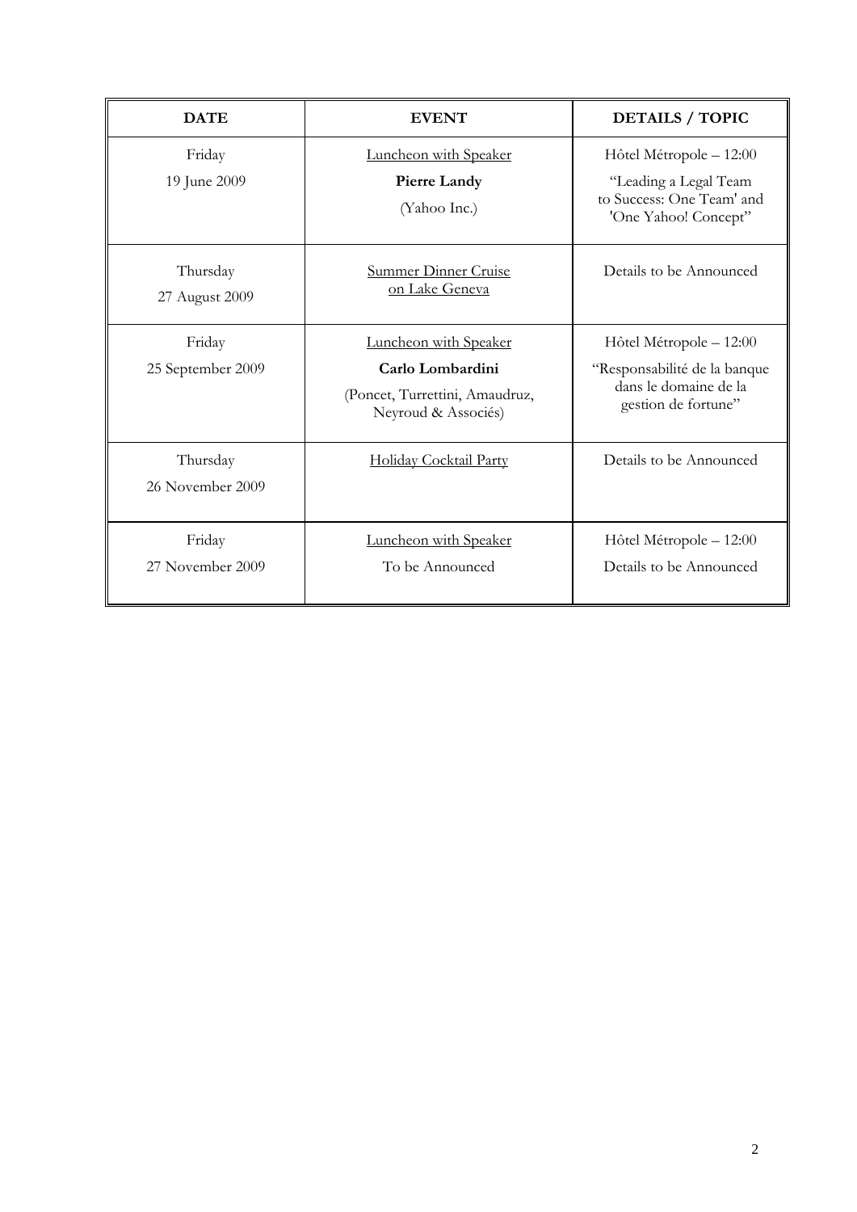| DATE | EVENT | DETAILS / TOPIC |
|---|---|---|
| Friday 19 June 2009 | Luncheon with Speaker **Pierre Landy** (Yahoo Inc.) | Hôtel Métropole – 12:00 "Leading a Legal Team to Success: One Team' and 'One Yahoo! Concept" |
| Thursday 27 August 2009 | Summer Dinner Cruise on Lake Geneva | Details to be Announced |
| Friday 25 September 2009 | Luncheon with Speaker **Carlo Lombardini** (Poncet, Turrettini, Amaudruz, Neyroud & Associés) | Hôtel Métropole – 12:00 "Responsabilité de la banque dans le domaine de la gestion de fortune" |
| Thursday 26 November 2009 | Holiday Cocktail Party | Details to be Announced |
| Friday 27 November 2009 | Luncheon with Speaker To be Announced | Hôtel Métropole – 12:00 Details to be Announced |